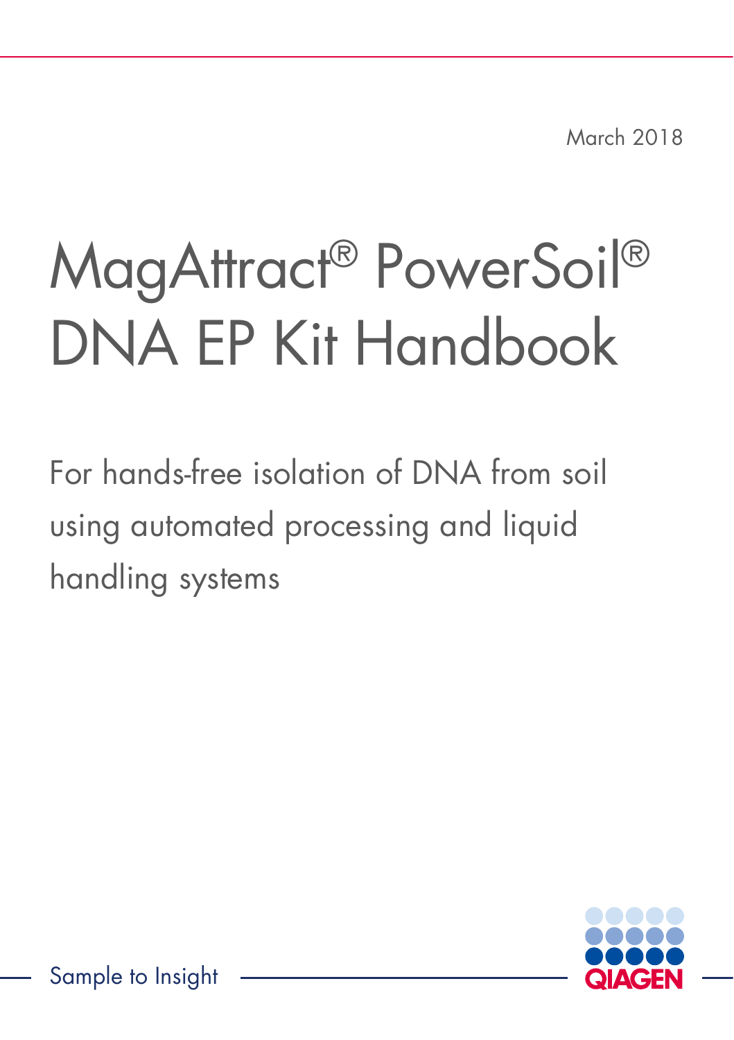March 2018

# MagAttract® PowerSoil® DNA EP Kit Handbook

For hands-free isolation of DNA from soil using automated processing and liquid handling systems

Sample to Insight

QIAGEN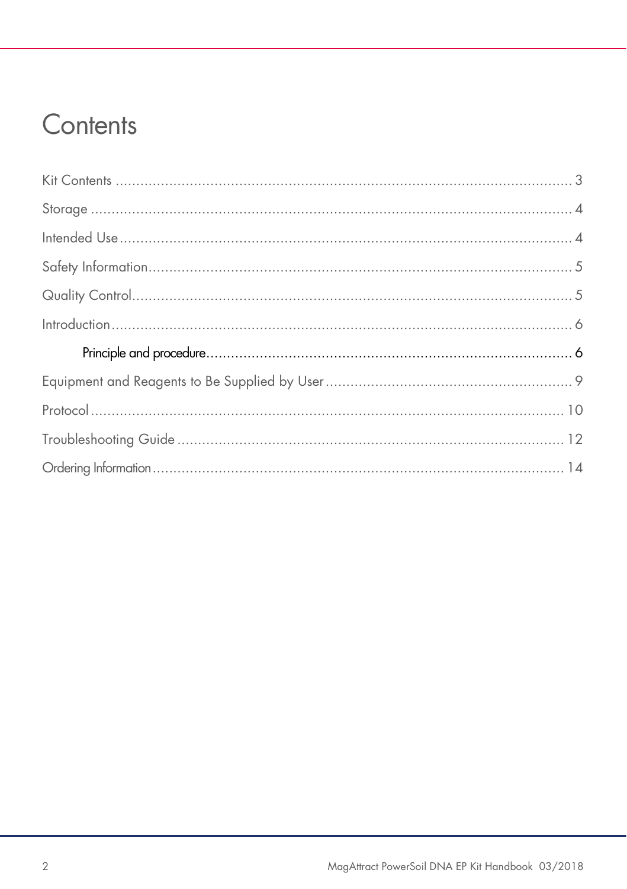# Contents

Kit Contents ................................................................................................ 3

Storage ...................................................................................................... 4

Intended Use ............................................................................................. 4

Safety Information ...................................................................................... 5

Quality Control ........................................................................................... 5

Introduction ................................................................................................ 6

- Principle and procedure ........................................................................... 6

Equipment and Reagents to Be Supplied by User ........................................... 9

Protocol .................................................................................................... 10

Troubleshooting Guide ............................................................................... 12

Ordering Information ................................................................................. 14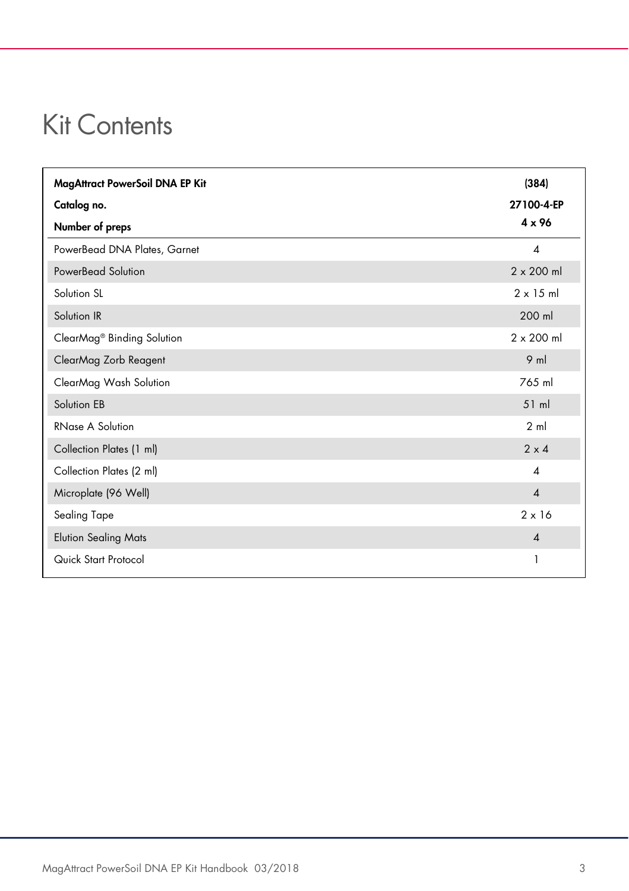# Kit Contents

| **MagAttract PowerSoil DNA EP Kit**<br>**Catalog no.**<br>**Number of preps** | **(384)**<br>**27100-4-EP**<br>**4 x 96** |
|---|---|
| PowerBead DNA Plates, Garnet | 4 |
| PowerBead Solution | 2 x 200 ml |
| Solution SL | 2 x 15 ml |
| Solution IR | 200 ml |
| ClearMag® Binding Solution | 2 x 200 ml |
| ClearMag Zorb Reagent | 9 ml |
| ClearMag Wash Solution | 765 ml |
| Solution EB | 51 ml |
| RNase A Solution | 2 ml |
| Collection Plates (1 ml) | 2 x 4 |
| Collection Plates (2 ml) | 4 |
| Microplate (96 Well) | 4 |
| Sealing Tape | 2 x 16 |
| Elution Sealing Mats | 4 |
| Quick Start Protocol | 1 |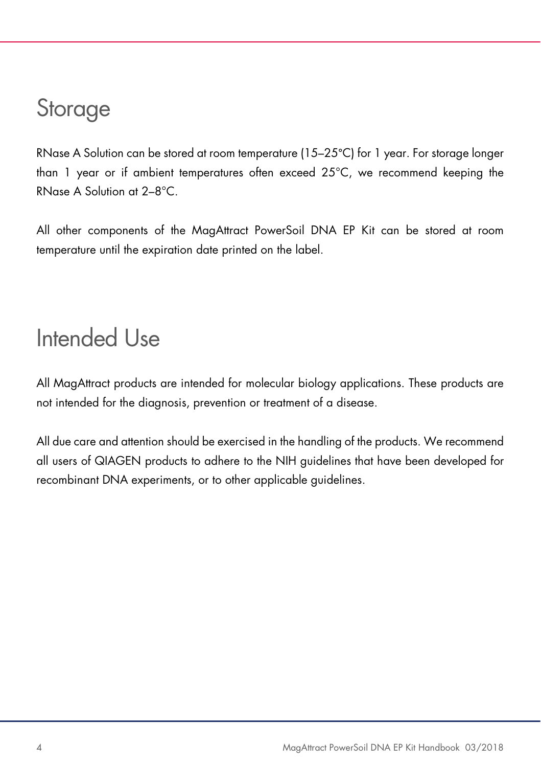# Storage

RNase A Solution can be stored at room temperature (15–25°C) for 1 year. For storage longer than 1 year or if ambient temperatures often exceed 25°C, we recommend keeping the RNase A Solution at 2–8°C.

All other components of the MagAttract PowerSoil DNA EP Kit can be stored at room temperature until the expiration date printed on the label.

# Intended Use

All MagAttract products are intended for molecular biology applications. These products are not intended for the diagnosis, prevention or treatment of a disease.

All due care and attention should be exercised in the handling of the products. We recommend all users of QIAGEN products to adhere to the NIH guidelines that have been developed for recombinant DNA experiments, or to other applicable guidelines.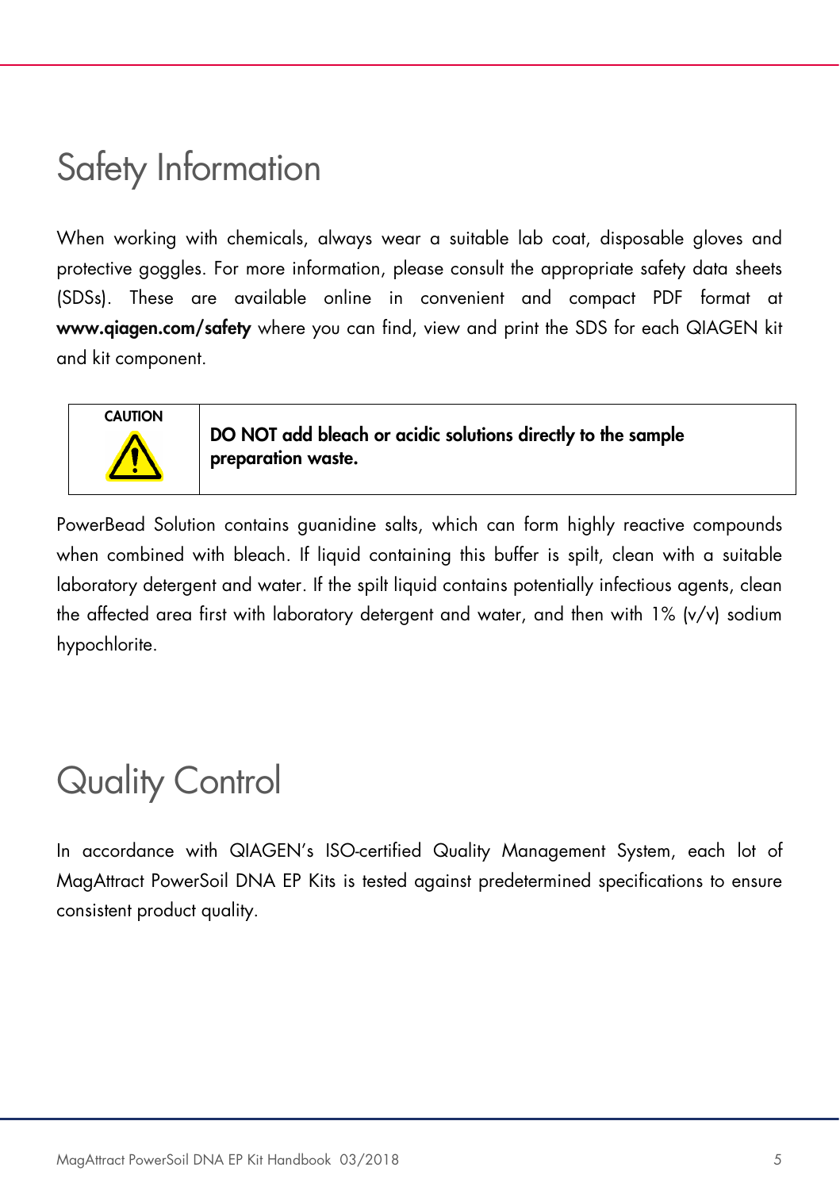# Safety Information

When working with chemicals, always wear a suitable lab coat, disposable gloves and protective goggles. For more information, please consult the appropriate safety data sheets (SDSs). These are available online in convenient and compact PDF format at **www.qiagen.com/safety** where you can find, view and print the SDS for each QIAGEN kit and kit component.

| CAUTION | **DO NOT add bleach or acidic solutions directly to the sample preparation waste.** |
| --- | --- |

PowerBead Solution contains guanidine salts, which can form highly reactive compounds when combined with bleach. If liquid containing this buffer is spilt, clean with a suitable laboratory detergent and water. If the spilt liquid contains potentially infectious agents, clean the affected area first with laboratory detergent and water, and then with 1% (v/v) sodium hypochlorite.

# Quality Control

In accordance with QIAGEN's ISO-certified Quality Management System, each lot of MagAttract PowerSoil DNA EP Kits is tested against predetermined specifications to ensure consistent product quality.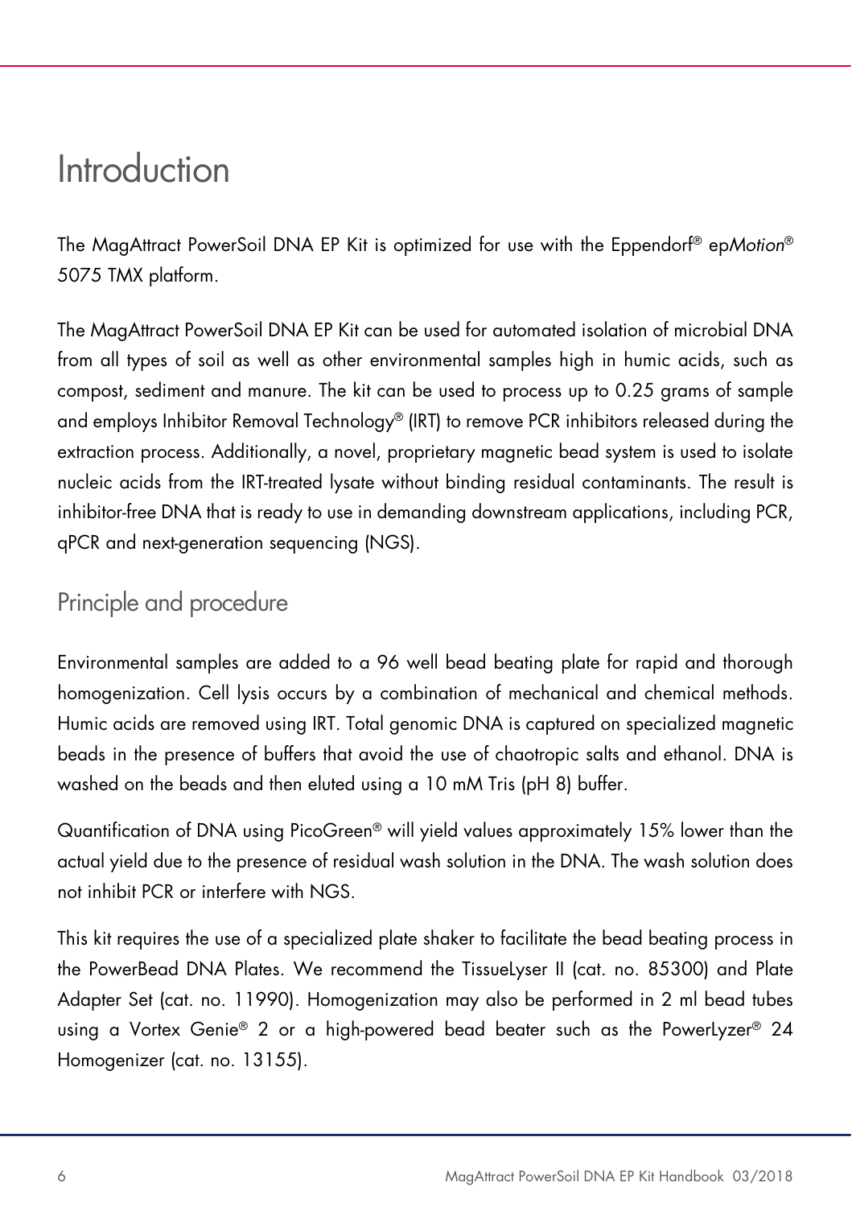# Introduction

The MagAttract PowerSoil DNA EP Kit is optimized for use with the Eppendorf® ep*Motion*® 5075 TMX platform.

The MagAttract PowerSoil DNA EP Kit can be used for automated isolation of microbial DNA from all types of soil as well as other environmental samples high in humic acids, such as compost, sediment and manure. The kit can be used to process up to 0.25 grams of sample and employs Inhibitor Removal Technology® (IRT) to remove PCR inhibitors released during the extraction process. Additionally, a novel, proprietary magnetic bead system is used to isolate nucleic acids from the IRT-treated lysate without binding residual contaminants. The result is inhibitor-free DNA that is ready to use in demanding downstream applications, including PCR, qPCR and next-generation sequencing (NGS).

## Principle and procedure

Environmental samples are added to a 96 well bead beating plate for rapid and thorough homogenization. Cell lysis occurs by a combination of mechanical and chemical methods. Humic acids are removed using IRT. Total genomic DNA is captured on specialized magnetic beads in the presence of buffers that avoid the use of chaotropic salts and ethanol. DNA is washed on the beads and then eluted using a 10 mM Tris (pH 8) buffer.

Quantification of DNA using PicoGreen® will yield values approximately 15% lower than the actual yield due to the presence of residual wash solution in the DNA. The wash solution does not inhibit PCR or interfere with NGS.

This kit requires the use of a specialized plate shaker to facilitate the bead beating process in the PowerBead DNA Plates. We recommend the TissueLyser II (cat. no. 85300) and Plate Adapter Set (cat. no. 11990). Homogenization may also be performed in 2 ml bead tubes using a Vortex Genie® 2 or a high-powered bead beater such as the PowerLyzer® 24 Homogenizer (cat. no. 13155).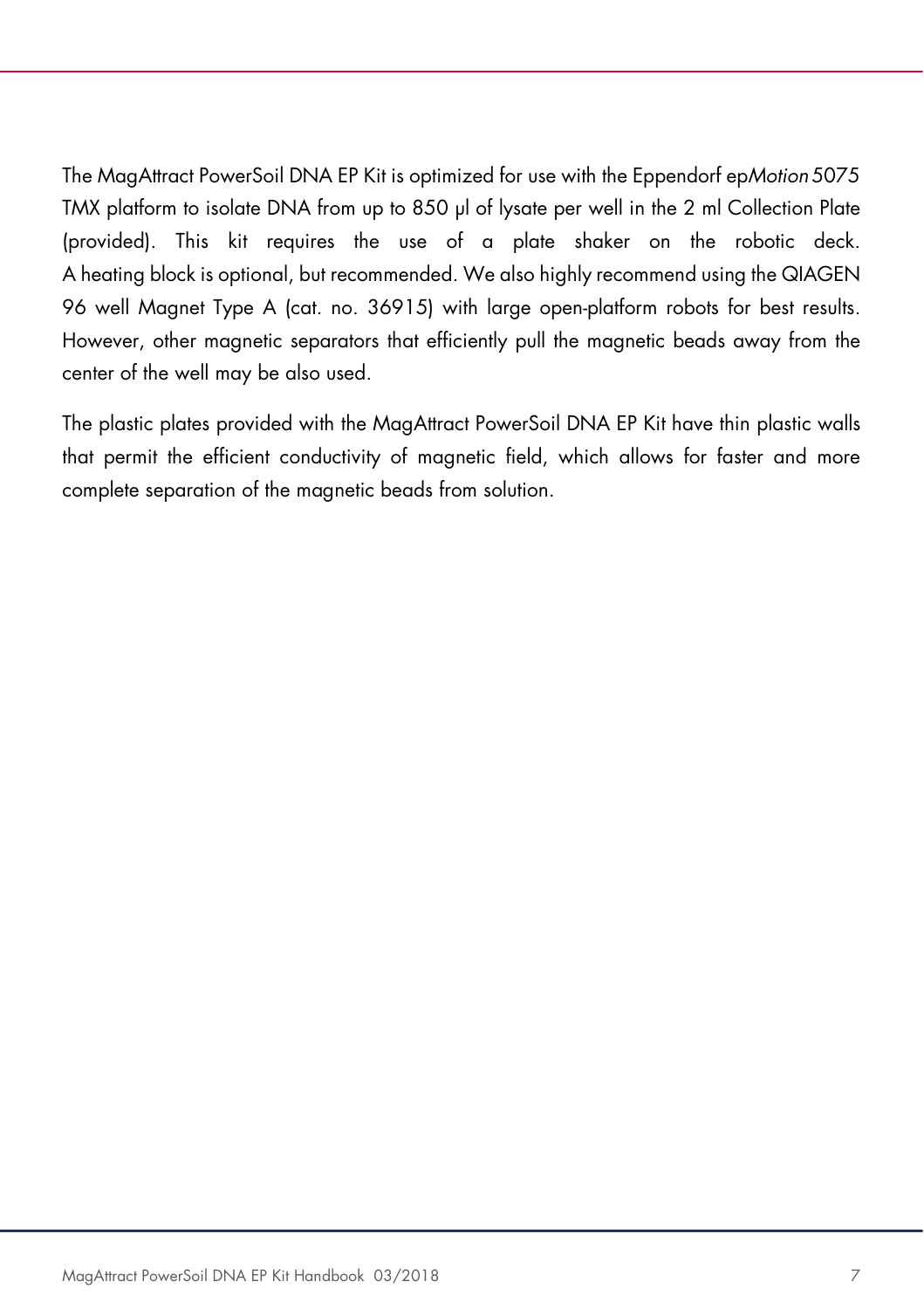The MagAttract PowerSoil DNA EP Kit is optimized for use with the Eppendorf ep*Motion* 5075 TMX platform to isolate DNA from up to 850 µl of lysate per well in the 2 ml Collection Plate (provided). This kit requires the use of a plate shaker on the robotic deck. A heating block is optional, but recommended. We also highly recommend using the QIAGEN 96 well Magnet Type A (cat. no. 36915) with large open-platform robots for best results. However, other magnetic separators that efficiently pull the magnetic beads away from the center of the well may be also used.

The plastic plates provided with the MagAttract PowerSoil DNA EP Kit have thin plastic walls that permit the efficient conductivity of magnetic field, which allows for faster and more complete separation of the magnetic beads from solution.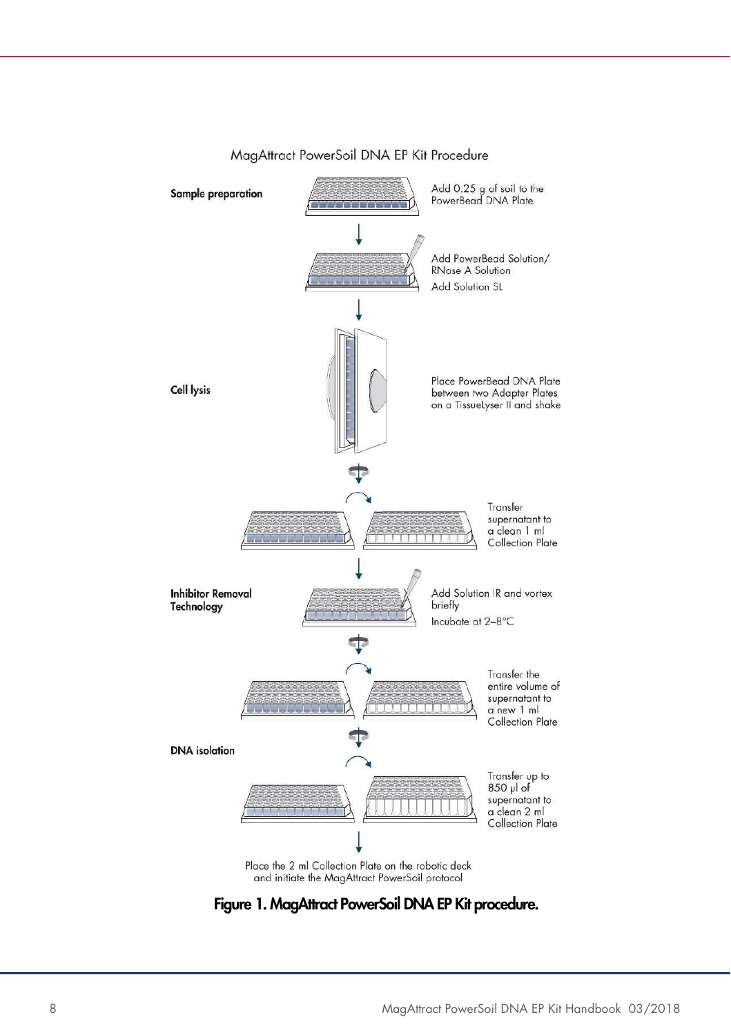MagAttract PowerSoil DNA EP Kit Procedure

**Sample preparation**

Add 0.25 g of soil to the PowerBead DNA Plate

Add PowerBead Solution/ RNase A Solution

Add Solution SL

**Cell lysis**

Place PowerBead DNA Plate between two Adapter Plates on a TissueLyser II and shake

Transfer supernatant to a clean 1 ml Collection Plate

**Inhibitor Removal Technology**

Add Solution IR and vortex briefly

Incubate at 2–8°C

Transfer the entire volume of supernatant to a new 1 ml Collection Plate

**DNA isolation**

Transfer up to 850 µl of supernatant to a clean 2 ml Collection Plate

Place the 2 ml Collection Plate on the robotic deck and initiate the MagAttract PowerSoil protocol

**Figure 1. MagAttract PowerSoil DNA EP Kit procedure.**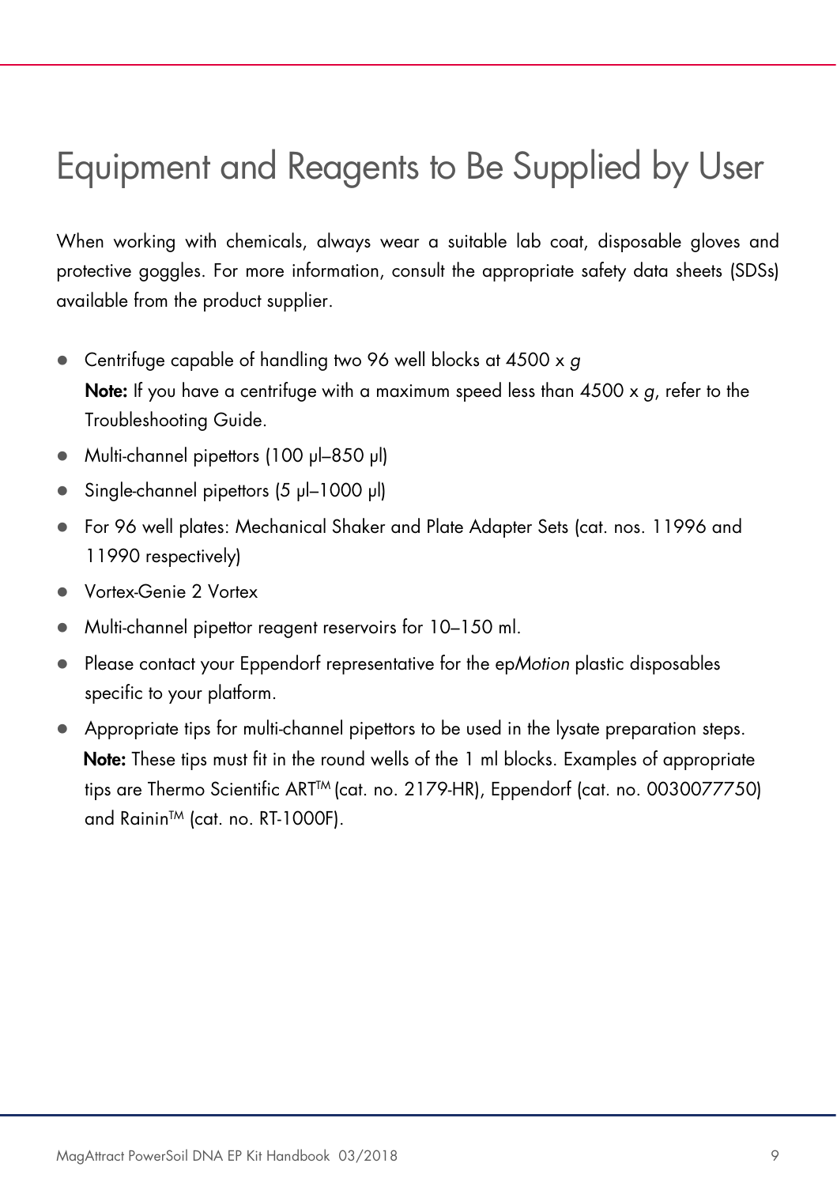# Equipment and Reagents to Be Supplied by User

When working with chemicals, always wear a suitable lab coat, disposable gloves and protective goggles. For more information, consult the appropriate safety data sheets (SDSs) available from the product supplier.

- Centrifuge capable of handling two 96 well blocks at 4500 x *g*
  **Note:** If you have a centrifuge with a maximum speed less than 4500 x *g*, refer to the Troubleshooting Guide.
- Multi-channel pipettors (100 µl–850 µl)
- Single-channel pipettors (5 µl–1000 µl)
- For 96 well plates: Mechanical Shaker and Plate Adapter Sets (cat. nos. 11996 and 11990 respectively)
- Vortex-Genie 2 Vortex
- Multi-channel pipettor reagent reservoirs for 10–150 ml.
- Please contact your Eppendorf representative for the ep*Motion* plastic disposables specific to your platform.
- Appropriate tips for multi-channel pipettors to be used in the lysate preparation steps.
  **Note:** These tips must fit in the round wells of the 1 ml blocks. Examples of appropriate tips are Thermo Scientific ART™ (cat. no. 2179-HR), Eppendorf (cat. no. 0030077750) and Rainin™ (cat. no. RT-1000F).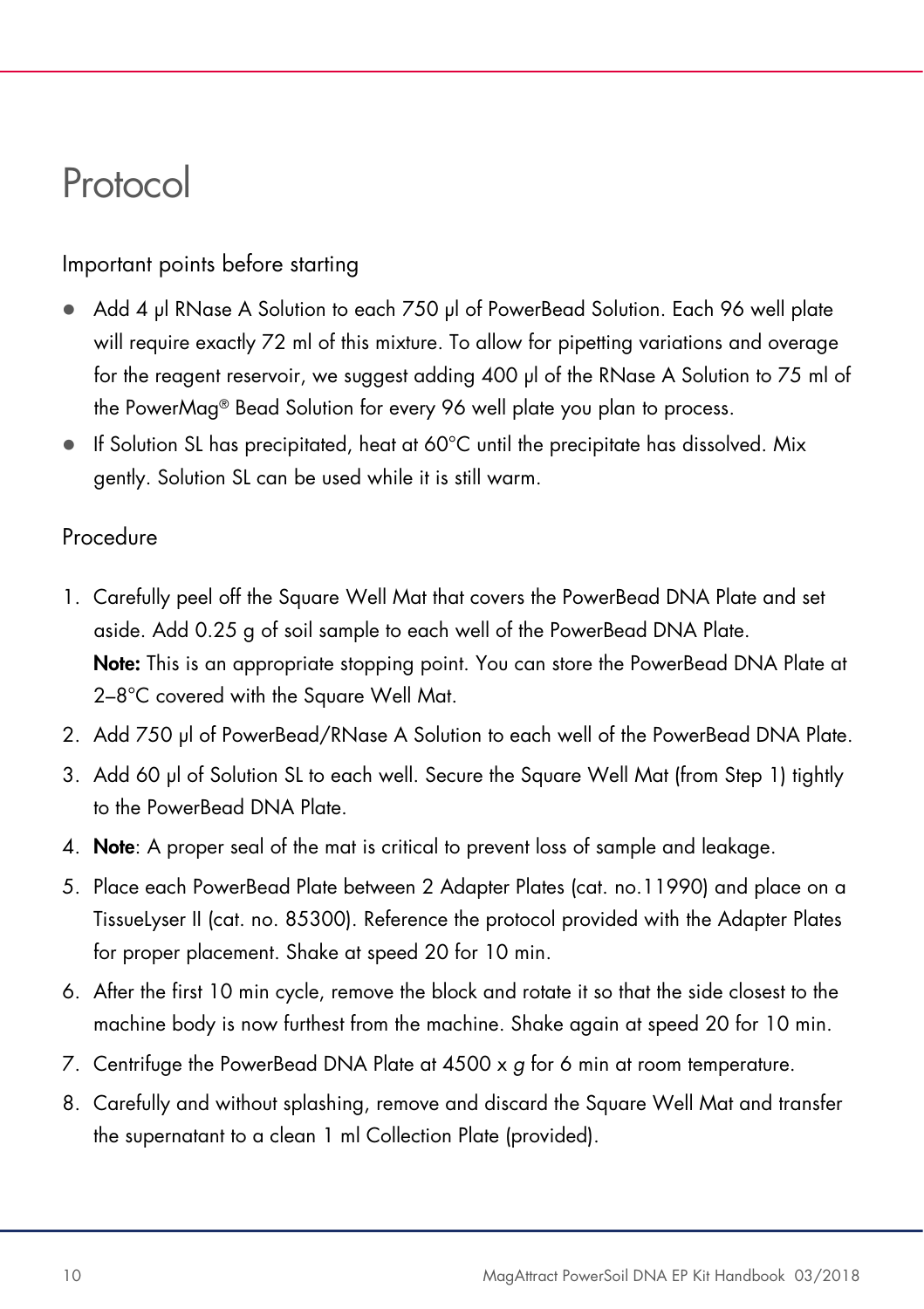# Protocol

## Important points before starting

- Add 4 µl RNase A Solution to each 750 µl of PowerBead Solution. Each 96 well plate will require exactly 72 ml of this mixture. To allow for pipetting variations and overage for the reagent reservoir, we suggest adding 400 µl of the RNase A Solution to 75 ml of the PowerMag® Bead Solution for every 96 well plate you plan to process.
- If Solution SL has precipitated, heat at 60°C until the precipitate has dissolved. Mix gently. Solution SL can be used while it is still warm.

## Procedure

1. Carefully peel off the Square Well Mat that covers the PowerBead DNA Plate and set aside. Add 0.25 g of soil sample to each well of the PowerBead DNA Plate.
   **Note:** This is an appropriate stopping point. You can store the PowerBead DNA Plate at 2–8°C covered with the Square Well Mat.
2. Add 750 µl of PowerBead/RNase A Solution to each well of the PowerBead DNA Plate.
3. Add 60 µl of Solution SL to each well. Secure the Square Well Mat (from Step 1) tightly to the PowerBead DNA Plate.
4. **Note**: A proper seal of the mat is critical to prevent loss of sample and leakage.
5. Place each PowerBead Plate between 2 Adapter Plates (cat. no.11990) and place on a TissueLyser II (cat. no. 85300). Reference the protocol provided with the Adapter Plates for proper placement. Shake at speed 20 for 10 min.
6. After the first 10 min cycle, remove the block and rotate it so that the side closest to the machine body is now furthest from the machine. Shake again at speed 20 for 10 min.
7. Centrifuge the PowerBead DNA Plate at 4500 x *g* for 6 min at room temperature.
8. Carefully and without splashing, remove and discard the Square Well Mat and transfer the supernatant to a clean 1 ml Collection Plate (provided).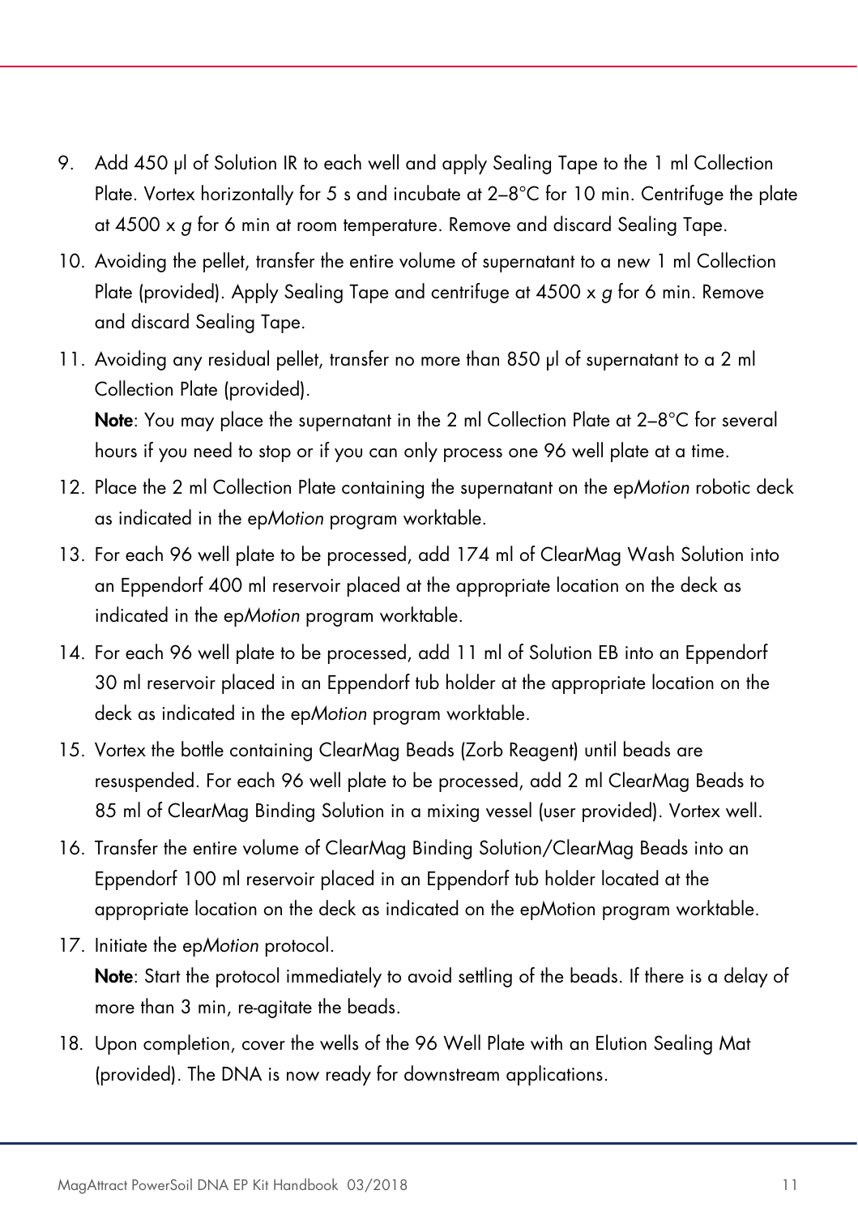9. Add 450 µl of Solution IR to each well and apply Sealing Tape to the 1 ml Collection Plate. Vortex horizontally for 5 s and incubate at 2–8°C for 10 min. Centrifuge the plate at 4500 x *g* for 6 min at room temperature. Remove and discard Sealing Tape.
10. Avoiding the pellet, transfer the entire volume of supernatant to a new 1 ml Collection Plate (provided). Apply Sealing Tape and centrifuge at 4500 x *g* for 6 min. Remove and discard Sealing Tape.
11. Avoiding any residual pellet, transfer no more than 850 µl of supernatant to a 2 ml Collection Plate (provided).

    **Note**: You may place the supernatant in the 2 ml Collection Plate at 2–8°C for several hours if you need to stop or if you can only process one 96 well plate at a time.
12. Place the 2 ml Collection Plate containing the supernatant on the ep*Motion* robotic deck as indicated in the ep*Motion* program worktable.
13. For each 96 well plate to be processed, add 174 ml of ClearMag Wash Solution into an Eppendorf 400 ml reservoir placed at the appropriate location on the deck as indicated in the ep*Motion* program worktable.
14. For each 96 well plate to be processed, add 11 ml of Solution EB into an Eppendorf 30 ml reservoir placed in an Eppendorf tub holder at the appropriate location on the deck as indicated in the ep*Motion* program worktable.
15. Vortex the bottle containing ClearMag Beads (Zorb Reagent) until beads are resuspended. For each 96 well plate to be processed, add 2 ml ClearMag Beads to 85 ml of ClearMag Binding Solution in a mixing vessel (user provided). Vortex well.
16. Transfer the entire volume of ClearMag Binding Solution/ClearMag Beads into an Eppendorf 100 ml reservoir placed in an Eppendorf tub holder located at the appropriate location on the deck as indicated on the epMotion program worktable.
17. Initiate the ep*Motion* protocol.

    **Note**: Start the protocol immediately to avoid settling of the beads. If there is a delay of more than 3 min, re-agitate the beads.
18. Upon completion, cover the wells of the 96 Well Plate with an Elution Sealing Mat (provided). The DNA is now ready for downstream applications.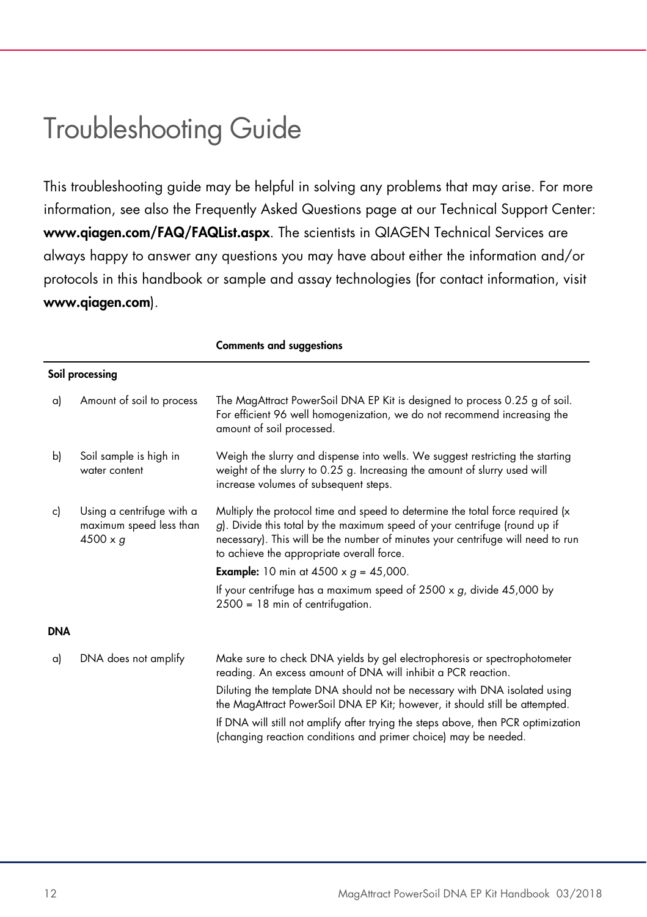# Troubleshooting Guide

This troubleshooting guide may be helpful in solving any problems that may arise. For more information, see also the Frequently Asked Questions page at our Technical Support Center: **www.qiagen.com/FAQ/FAQList.aspx**. The scientists in QIAGEN Technical Services are always happy to answer any questions you may have about either the information and/or protocols in this handbook or sample and assay technologies (for contact information, visit **www.qiagen.com**).

| | | **Comments and suggestions** |
|---|---|---|
| **Soil processing** | | |
| a) | Amount of soil to process | The MagAttract PowerSoil DNA EP Kit is designed to process 0.25 g of soil. For efficient 96 well homogenization, we do not recommend increasing the amount of soil processed. |
| b) | Soil sample is high in water content | Weigh the slurry and dispense into wells. We suggest restricting the starting weight of the slurry to 0.25 g. Increasing the amount of slurry used will increase volumes of subsequent steps. |
| c) | Using a centrifuge with a maximum speed less than 4500 x *g* | Multiply the protocol time and speed to determine the total force required (x *g*). Divide this total by the maximum speed of your centrifuge (round up if necessary). This will be the number of minutes your centrifuge will need to run to achieve the appropriate overall force.<br>**Example:** 10 min at 4500 x *g* = 45,000.<br>If your centrifuge has a maximum speed of 2500 x *g*, divide 45,000 by 2500 = 18 min of centrifugation. |
| **DNA** | | |
| a) | DNA does not amplify | Make sure to check DNA yields by gel electrophoresis or spectrophotometer reading. An excess amount of DNA will inhibit a PCR reaction.<br>Diluting the template DNA should not be necessary with DNA isolated using the MagAttract PowerSoil DNA EP Kit; however, it should still be attempted.<br>If DNA will still not amplify after trying the steps above, then PCR optimization (changing reaction conditions and primer choice) may be needed. |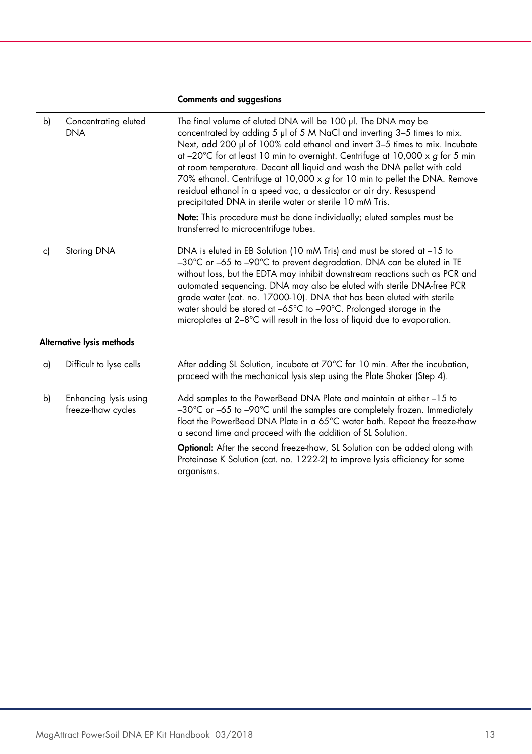| | | Comments and suggestions |
|---|---|---|
| b) | Concentrating eluted DNA | The final volume of eluted DNA will be 100 µl. The DNA may be concentrated by adding 5 µl of 5 M NaCl and inverting 3–5 times to mix. Next, add 200 µl of 100% cold ethanol and invert 3–5 times to mix. Incubate at –20°C for at least 10 min to overnight. Centrifuge at 10,000 x *g* for 5 min at room temperature. Decant all liquid and wash the DNA pellet with cold 70% ethanol. Centrifuge at 10,000 x *g* for 10 min to pellet the DNA. Remove residual ethanol in a speed vac, a dessicator or air dry. Resuspend precipitated DNA in sterile water or sterile 10 mM Tris.<br><br>**Note:** This procedure must be done individually; eluted samples must be transferred to microcentrifuge tubes. |
| c) | Storing DNA | DNA is eluted in EB Solution (10 mM Tris) and must be stored at –15 to –30°C or –65 to –90°C to prevent degradation. DNA can be eluted in TE without loss, but the EDTA may inhibit downstream reactions such as PCR and automated sequencing. DNA may also be eluted with sterile DNA-free PCR grade water (cat. no. 17000-10). DNA that has been eluted with sterile water should be stored at –65°C to –90°C. Prolonged storage in the microplates at 2–8°C will result in the loss of liquid due to evaporation. |
| **Alternative lysis methods** | | |
| a) | Difficult to lyse cells | After adding SL Solution, incubate at 70°C for 10 min. After the incubation, proceed with the mechanical lysis step using the Plate Shaker (Step 4). |
| b) | Enhancing lysis using freeze-thaw cycles | Add samples to the PowerBead DNA Plate and maintain at either –15 to –30°C or –65 to –90°C until the samples are completely frozen. Immediately float the PowerBead DNA Plate in a 65°C water bath. Repeat the freeze-thaw a second time and proceed with the addition of SL Solution.<br><br>**Optional:** After the second freeze-thaw, SL Solution can be added along with Proteinase K Solution (cat. no. 1222-2) to improve lysis efficiency for some organisms. |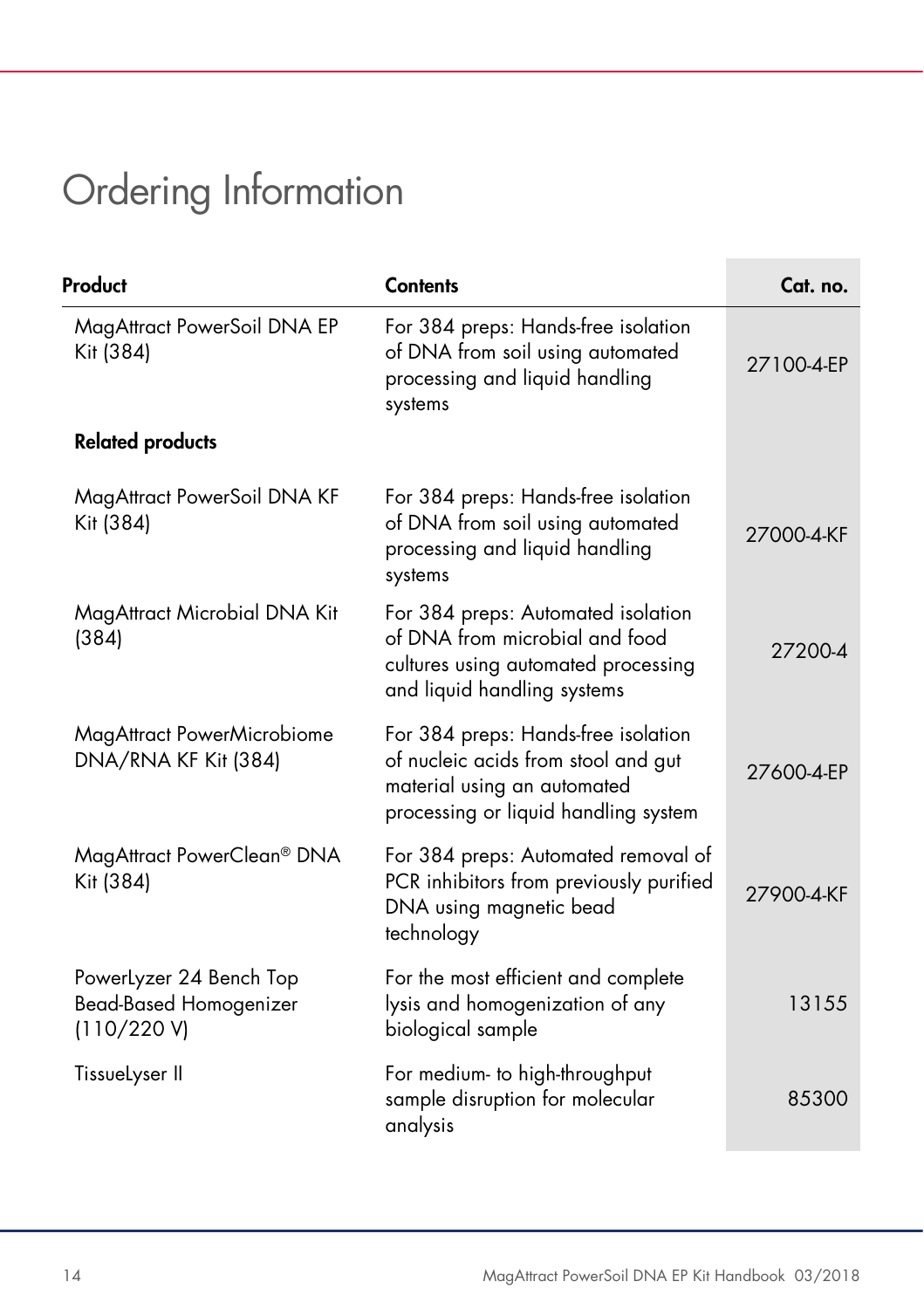# Ordering Information

| Product | Contents | Cat. no. |
|---|---|---|
| MagAttract PowerSoil DNA EP Kit (384) | For 384 preps: Hands-free isolation of DNA from soil using automated processing and liquid handling systems | 27100-4-EP |
| **Related products** | | |
| MagAttract PowerSoil DNA KF Kit (384) | For 384 preps: Hands-free isolation of DNA from soil using automated processing and liquid handling systems | 27000-4-KF |
| MagAttract Microbial DNA Kit (384) | For 384 preps: Automated isolation of DNA from microbial and food cultures using automated processing and liquid handling systems | 27200-4 |
| MagAttract PowerMicrobiome DNA/RNA KF Kit (384) | For 384 preps: Hands-free isolation of nucleic acids from stool and gut material using an automated processing or liquid handling system | 27600-4-EP |
| MagAttract PowerClean® DNA Kit (384) | For 384 preps: Automated removal of PCR inhibitors from previously purified DNA using magnetic bead technology | 27900-4-KF |
| PowerLyzer 24 Bench Top Bead-Based Homogenizer (110/220 V) | For the most efficient and complete lysis and homogenization of any biological sample | 13155 |
| TissueLyser II | For medium- to high-throughput sample disruption for molecular analysis | 85300 |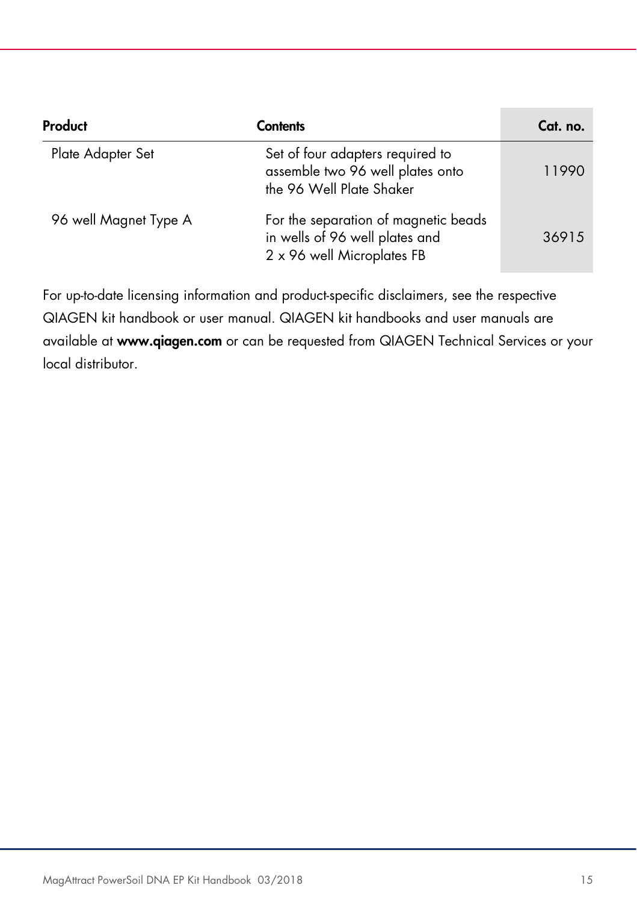| Product | Contents | Cat. no. |
| --- | --- | --- |
| Plate Adapter Set | Set of four adapters required to assemble two 96 well plates onto the 96 Well Plate Shaker | 11990 |
| 96 well Magnet Type A | For the separation of magnetic beads in wells of 96 well plates and 2 x 96 well Microplates FB | 36915 |

For up-to-date licensing information and product-specific disclaimers, see the respective QIAGEN kit handbook or user manual. QIAGEN kit handbooks and user manuals are available at **www.qiagen.com** or can be requested from QIAGEN Technical Services or your local distributor.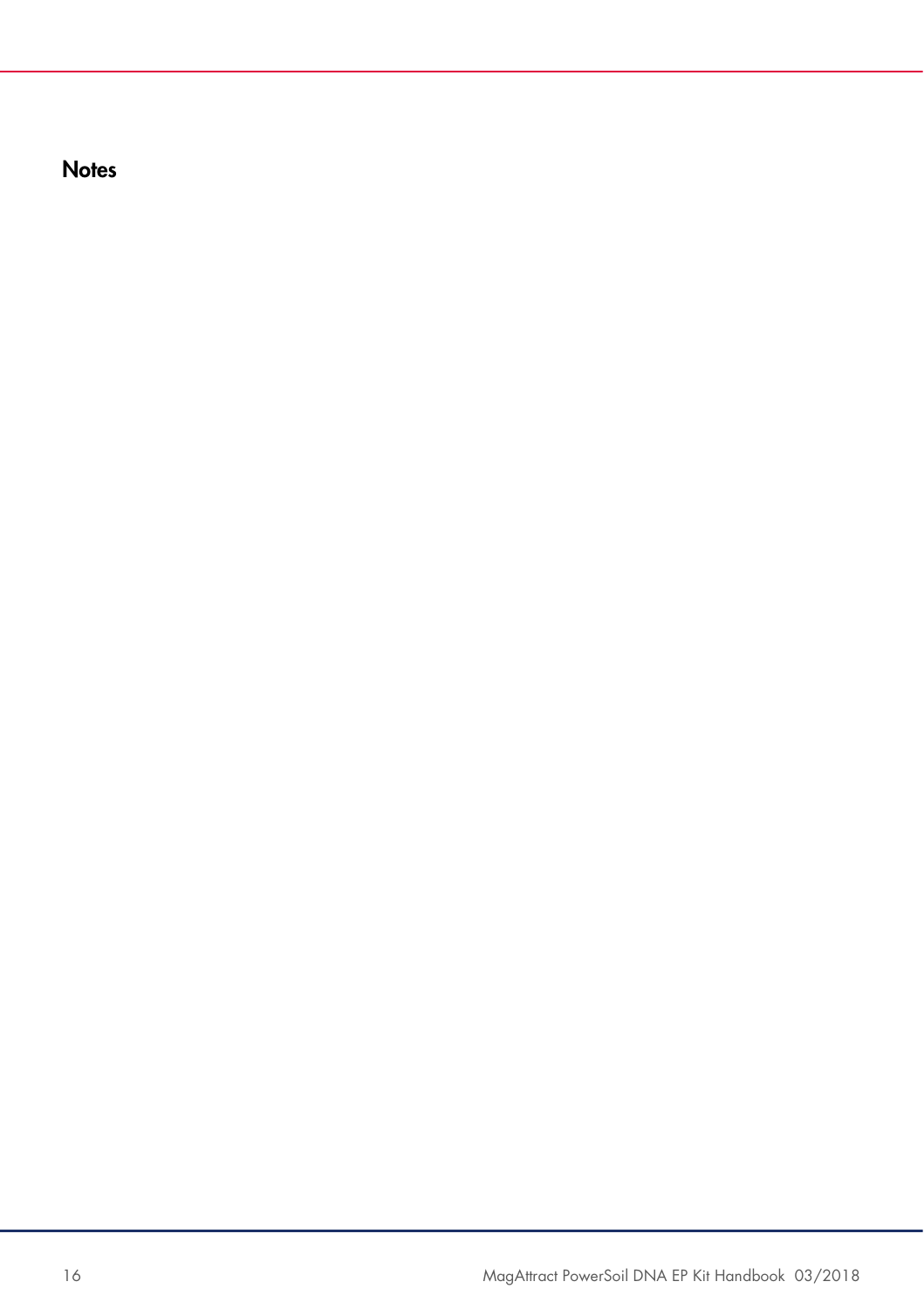# Notes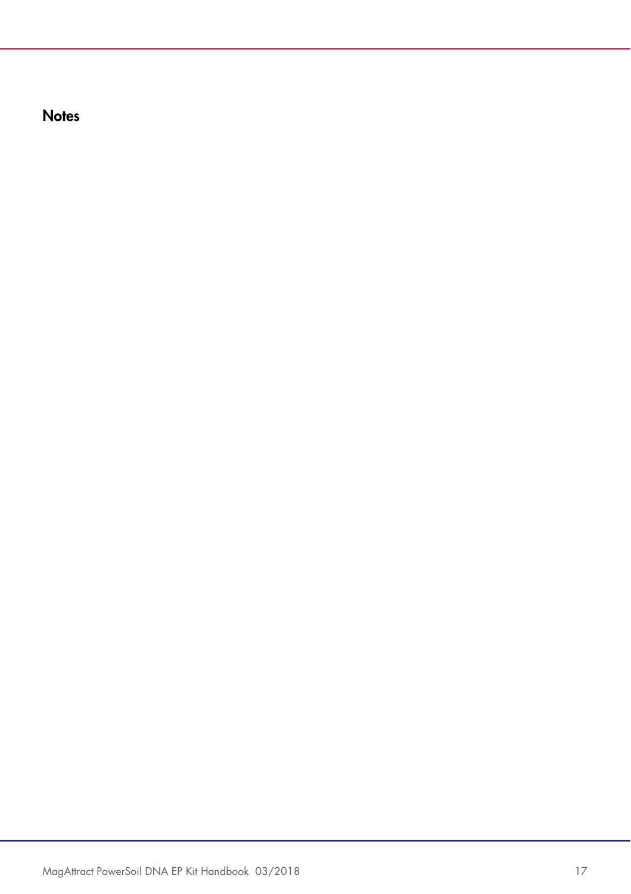## Notes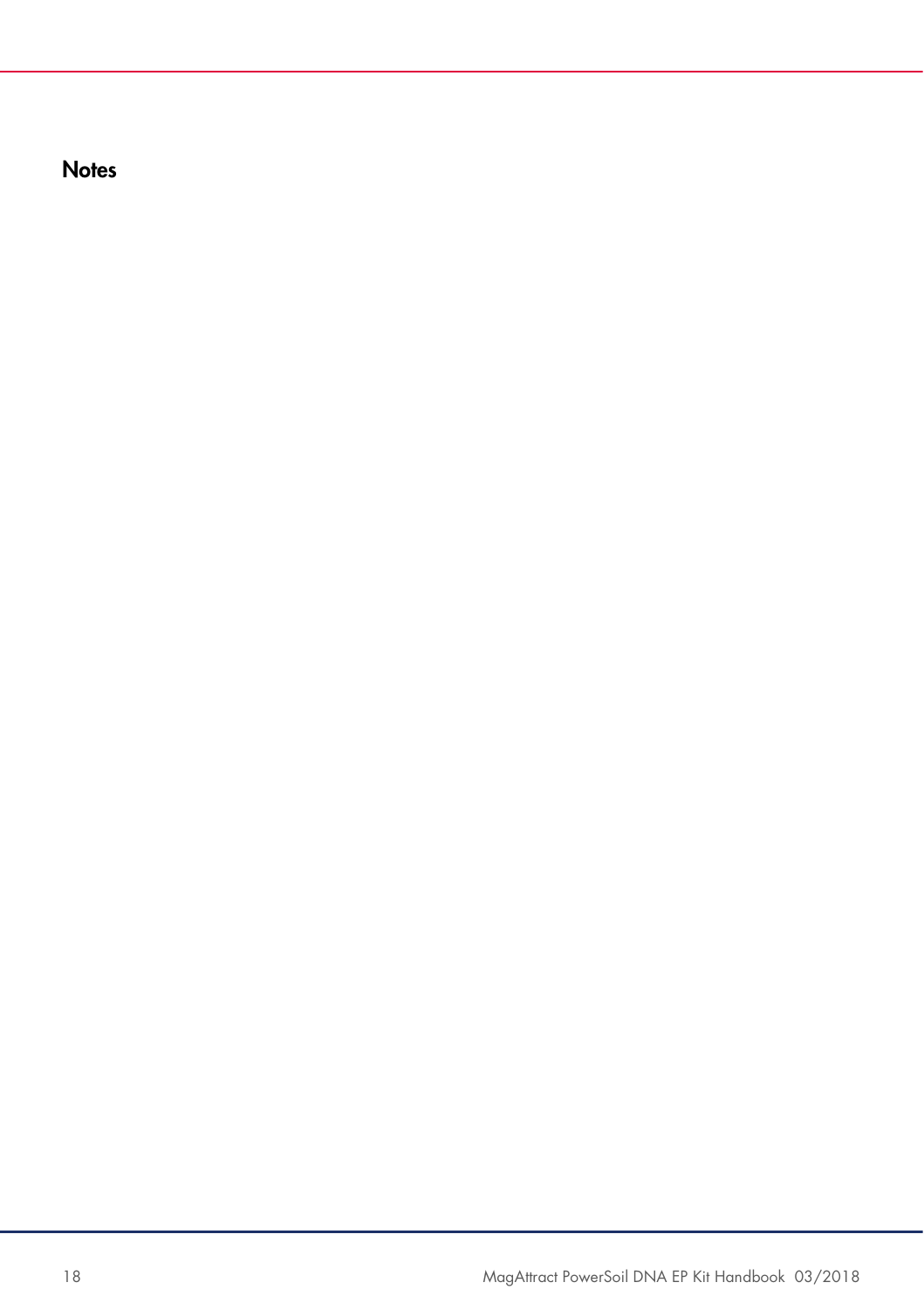## Notes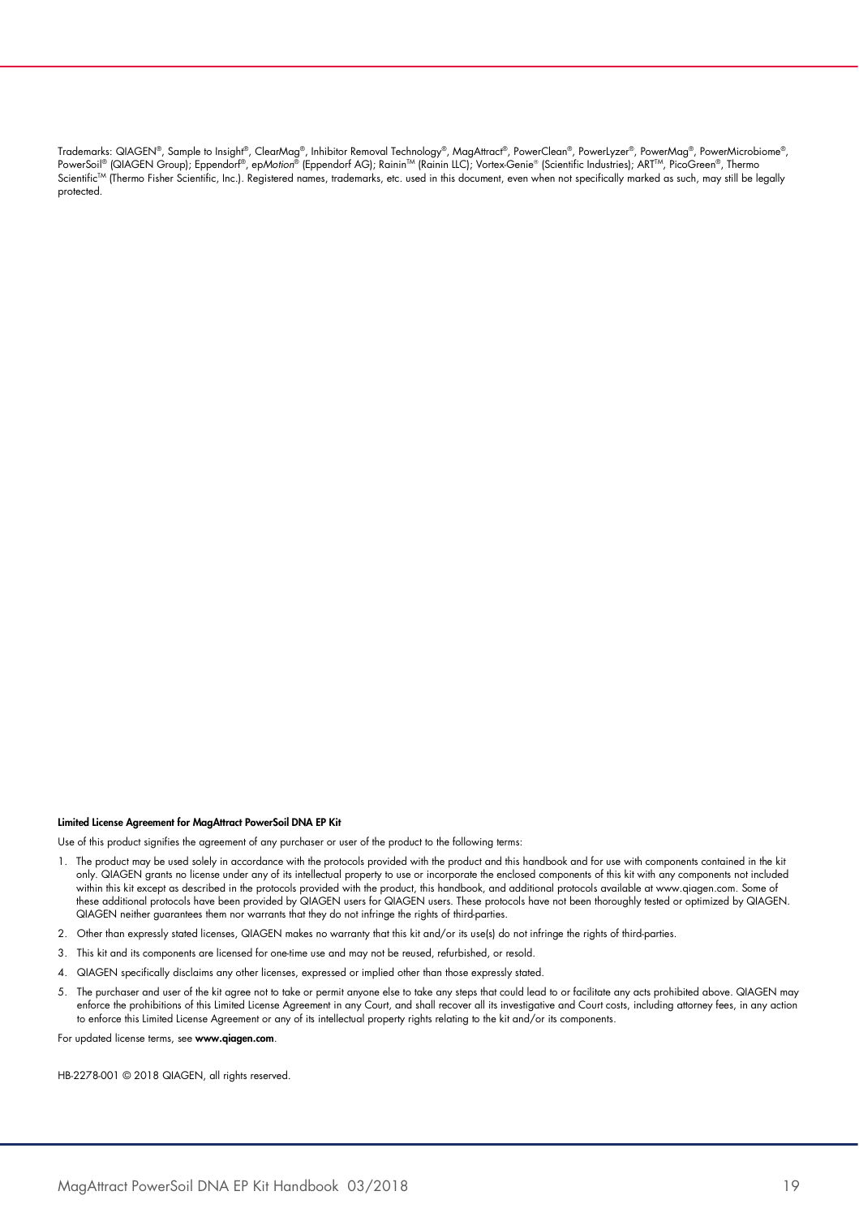Trademarks: QIAGEN®, Sample to Insight®, ClearMag®, Inhibitor Removal Technology®, MagAttract®, PowerClean®, PowerLyzer®, PowerMag®, PowerMicrobiome®, PowerSoil® (QIAGEN Group); Eppendorf®, ep*Motion*® (Eppendorf AG); Rainin™ (Rainin LLC); Vortex-Genie® (Scientific Industries); ART™, PicoGreen®, Thermo Scientific™ (Thermo Fisher Scientific, Inc.). Registered names, trademarks, etc. used in this document, even when not specifically marked as such, may still be legally protected.

**Limited License Agreement for MagAttract PowerSoil DNA EP Kit**

Use of this product signifies the agreement of any purchaser or user of the product to the following terms:

1. The product may be used solely in accordance with the protocols provided with the product and this handbook and for use with components contained in the kit only. QIAGEN grants no license under any of its intellectual property to use or incorporate the enclosed components of this kit with any components not included within this kit except as described in the protocols provided with the product, this handbook, and additional protocols available at www.qiagen.com. Some of these additional protocols have been provided by QIAGEN users for QIAGEN users. These protocols have not been thoroughly tested or optimized by QIAGEN. QIAGEN neither guarantees them nor warrants that they do not infringe the rights of third-parties.
2. Other than expressly stated licenses, QIAGEN makes no warranty that this kit and/or its use(s) do not infringe the rights of third-parties.
3. This kit and its components are licensed for one-time use and may not be reused, refurbished, or resold.
4. QIAGEN specifically disclaims any other licenses, expressed or implied other than those expressly stated.
5. The purchaser and user of the kit agree not to take or permit anyone else to take any steps that could lead to or facilitate any acts prohibited above. QIAGEN may enforce the prohibitions of this Limited License Agreement in any Court, and shall recover all its investigative and Court costs, including attorney fees, in any action to enforce this Limited License Agreement or any of its intellectual property rights relating to the kit and/or its components.

For updated license terms, see **www.qiagen.com**.

HB-2278-001 © 2018 QIAGEN, all rights reserved.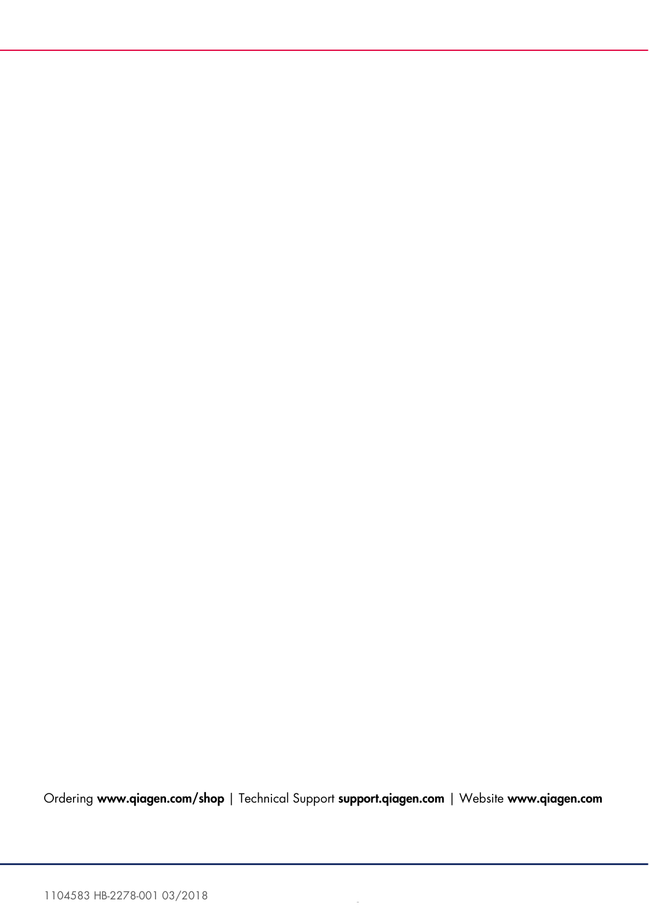Ordering **www.qiagen.com/shop** | Technical Support **support.qiagen.com** | Website **www.qiagen.com**

1104583 HB-2278-001 03/2018